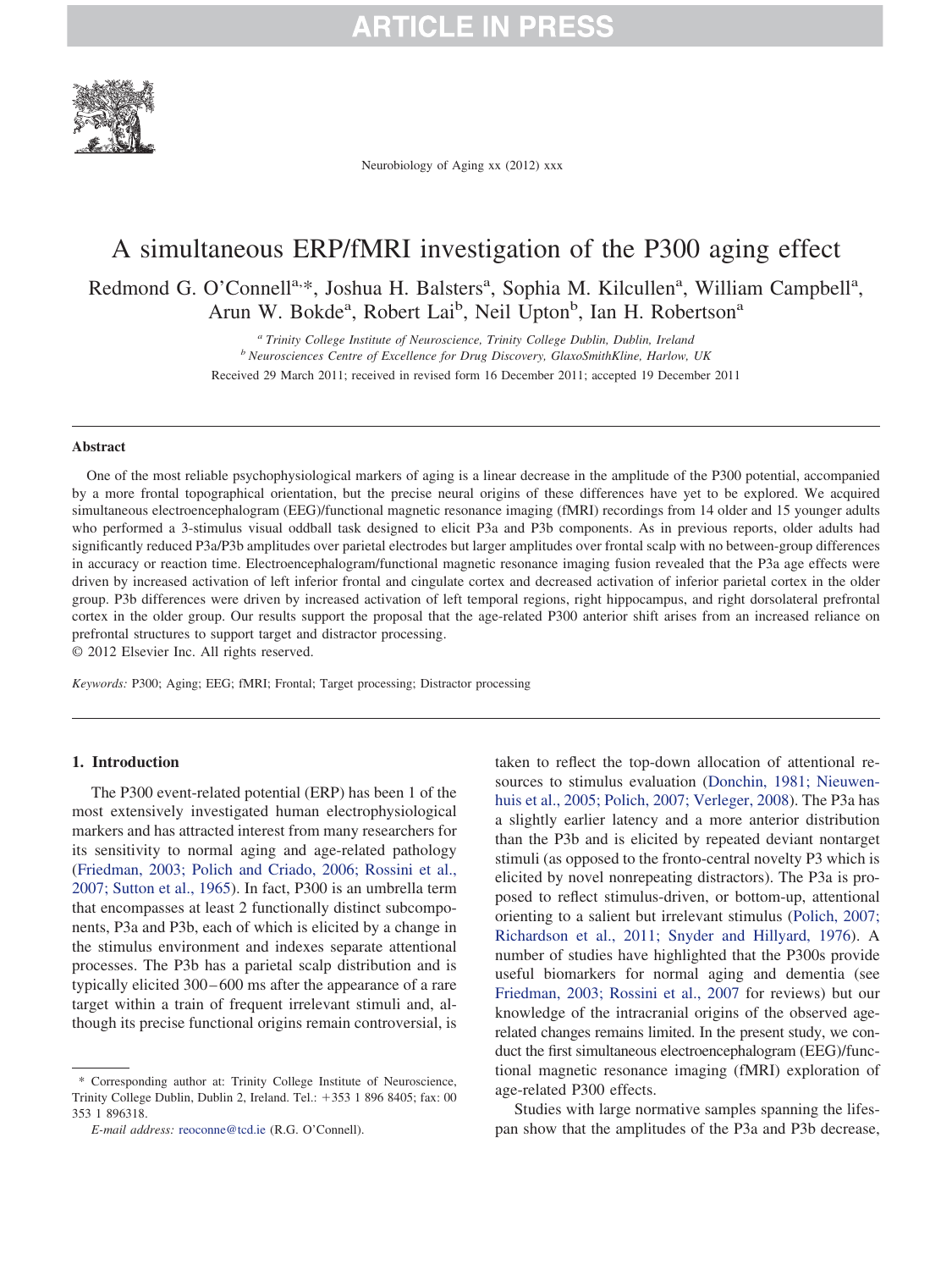# A simultaneous ERP/fMRI investigation of the P300 aging effect

Redmond G. O'Connell[a,*], Joshua H. Balsters[a], Sophia M. Kilcullen[a], William Campbell[a], Arun W. Bokde[a], Robert Lai[b], Neil Upton[b], Ian H. Robertson[a]

[a] *Trinity College Institute of Neuroscience, Trinity College Dublin, Dublin, Ireland*
[b] *Neurosciences Centre of Excellence for Drug Discovery, GlaxoSmithKline, Harlow, UK*

Received 29 March 2011; received in revised form 16 December 2011; accepted 19 December 2011

## Abstract

One of the most reliable psychophysiological markers of aging is a linear decrease in the amplitude of the P300 potential, accompanied by a more frontal topographical orientation, but the precise neural origins of these differences have yet to be explored. We acquired simultaneous electroencephalogram (EEG)/functional magnetic resonance imaging (fMRI) recordings from 14 older and 15 younger adults who performed a 3-stimulus visual oddball task designed to elicit P3a and P3b components. As in previous reports, older adults had significantly reduced P3a/P3b amplitudes over parietal electrodes but larger amplitudes over frontal scalp with no between-group differences in accuracy or reaction time. Electroencephalogram/functional magnetic resonance imaging fusion revealed that the P3a age effects were driven by increased activation of left inferior frontal and cingulate cortex and decreased activation of inferior parietal cortex in the older group. P3b differences were driven by increased activation of left temporal regions, right hippocampus, and right dorsolateral prefrontal cortex in the older group. Our results support the proposal that the age-related P300 anterior shift arises from an increased reliance on prefrontal structures to support target and distractor processing.

© 2012 Elsevier Inc. All rights reserved.

*Keywords:* P300; Aging; EEG; fMRI; Frontal; Target processing; Distractor processing

## 1. Introduction

The P300 event-related potential (ERP) has been 1 of the most extensively investigated human electrophysiological markers and has attracted interest from many researchers for its sensitivity to normal aging and age-related pathology (Friedman, 2003; Polich and Criado, 2006; Rossini et al., 2007; Sutton et al., 1965). In fact, P300 is an umbrella term that encompasses at least 2 functionally distinct subcomponents, P3a and P3b, each of which is elicited by a change in the stimulus environment and indexes separate attentional processes. The P3b has a parietal scalp distribution and is typically elicited 300–600 ms after the appearance of a rare target within a train of frequent irrelevant stimuli and, although its precise functional origins remain controversial, is taken to reflect the top-down allocation of attentional resources to stimulus evaluation (Donchin, 1981; Nieuwenhuis et al., 2005; Polich, 2007; Verleger, 2008). The P3a has a slightly earlier latency and a more anterior distribution than the P3b and is elicited by repeated deviant nontarget stimuli (as opposed to the fronto-central novelty P3 which is elicited by novel nonrepeating distractors). The P3a is proposed to reflect stimulus-driven, or bottom-up, attentional orienting to a salient but irrelevant stimulus (Polich, 2007; Richardson et al., 2011; Snyder and Hillyard, 1976). A number of studies have highlighted that the P300s provide useful biomarkers for normal aging and dementia (see Friedman, 2003; Rossini et al., 2007 for reviews) but our knowledge of the intracranial origins of the observed age-related changes remains limited. In the present study, we conduct the first simultaneous electroencephalogram (EEG)/functional magnetic resonance imaging (fMRI) exploration of age-related P300 effects.

Studies with large normative samples spanning the lifespan show that the amplitudes of the P3a and P3b decrease,

---

\* Corresponding author at: Trinity College Institute of Neuroscience, Trinity College Dublin, Dublin 2, Ireland. Tel.: +353 1 896 8405; fax: 00 353 1 896318.

*E-mail address:* reoconne@tcd.ie (R.G. O'Connell).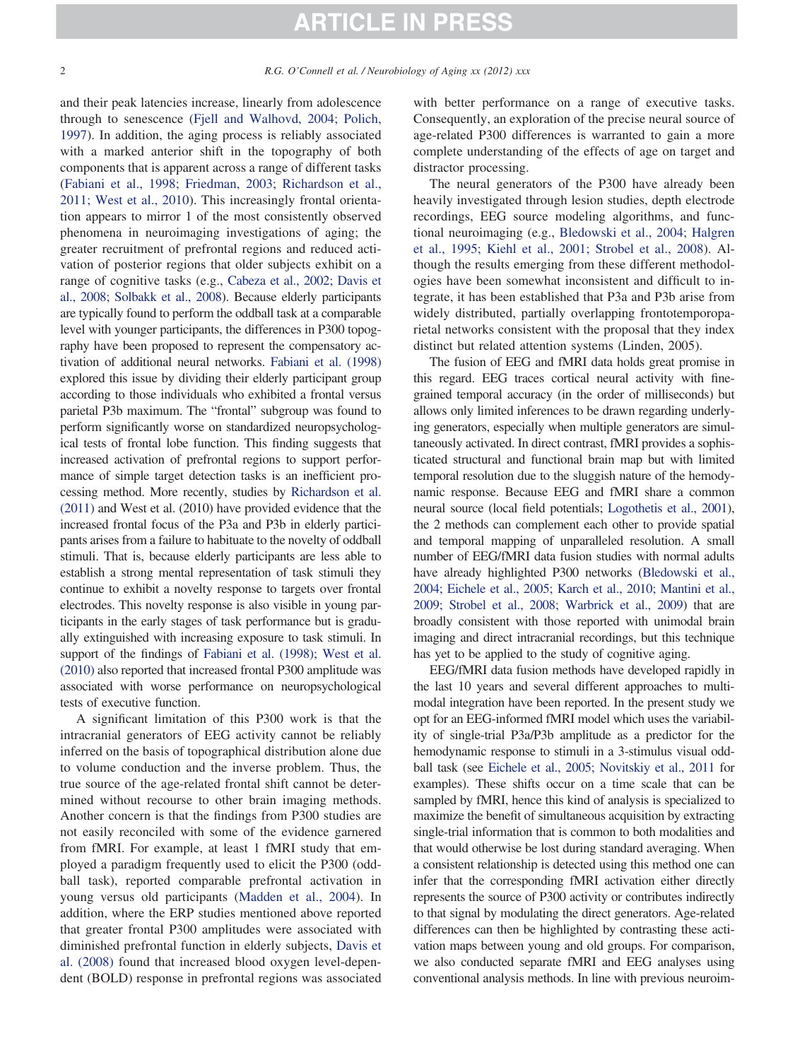and their peak latencies increase, linearly from adolescence through to senescence (Fjell and Walhovd, 2004; Polich, 1997). In addition, the aging process is reliably associated with a marked anterior shift in the topography of both components that is apparent across a range of different tasks (Fabiani et al., 1998; Friedman, 2003; Richardson et al., 2011; West et al., 2010). This increasingly frontal orientation appears to mirror 1 of the most consistently observed phenomena in neuroimaging investigations of aging; the greater recruitment of prefrontal regions and reduced activation of posterior regions that older subjects exhibit on a range of cognitive tasks (e.g., Cabeza et al., 2002; Davis et al., 2008; Solbakk et al., 2008). Because elderly participants are typically found to perform the oddball task at a comparable level with younger participants, the differences in P300 topography have been proposed to represent the compensatory activation of additional neural networks. Fabiani et al. (1998) explored this issue by dividing their elderly participant group according to those individuals who exhibited a frontal versus parietal P3b maximum. The "frontal" subgroup was found to perform significantly worse on standardized neuropsychological tests of frontal lobe function. This finding suggests that increased activation of prefrontal regions to support performance of simple target detection tasks is an inefficient processing method. More recently, studies by Richardson et al. (2011) and West et al. (2010) have provided evidence that the increased frontal focus of the P3a and P3b in elderly participants arises from a failure to habituate to the novelty of oddball stimuli. That is, because elderly participants are less able to establish a strong mental representation of task stimuli they continue to exhibit a novelty response to targets over frontal electrodes. This novelty response is also visible in young participants in the early stages of task performance but is gradually extinguished with increasing exposure to task stimuli. In support of the findings of Fabiani et al. (1998); West et al. (2010) also reported that increased frontal P300 amplitude was associated with worse performance on neuropsychological tests of executive function.

A significant limitation of this P300 work is that the intracranial generators of EEG activity cannot be reliably inferred on the basis of topographical distribution alone due to volume conduction and the inverse problem. Thus, the true source of the age-related frontal shift cannot be determined without recourse to other brain imaging methods. Another concern is that the findings from P300 studies are not easily reconciled with some of the evidence garnered from fMRI. For example, at least 1 fMRI study that employed a paradigm frequently used to elicit the P300 (oddball task), reported comparable prefrontal activation in young versus old participants (Madden et al., 2004). In addition, where the ERP studies mentioned above reported that greater frontal P300 amplitudes were associated with diminished prefrontal function in elderly subjects, Davis et al. (2008) found that increased blood oxygen level-dependent (BOLD) response in prefrontal regions was associated with better performance on a range of executive tasks. Consequently, an exploration of the precise neural source of age-related P300 differences is warranted to gain a more complete understanding of the effects of age on target and distractor processing.

The neural generators of the P300 have already been heavily investigated through lesion studies, depth electrode recordings, EEG source modeling algorithms, and functional neuroimaging (e.g., Bledowski et al., 2004; Halgren et al., 1995; Kiehl et al., 2001; Strobel et al., 2008). Although the results emerging from these different methodologies have been somewhat inconsistent and difficult to integrate, it has been established that P3a and P3b arise from widely distributed, partially overlapping frontotemporoparietal networks consistent with the proposal that they index distinct but related attention systems (Linden, 2005).

The fusion of EEG and fMRI data holds great promise in this regard. EEG traces cortical neural activity with fine-grained temporal accuracy (in the order of milliseconds) but allows only limited inferences to be drawn regarding underlying generators, especially when multiple generators are simultaneously activated. In direct contrast, fMRI provides a sophisticated structural and functional brain map but with limited temporal resolution due to the sluggish nature of the hemodynamic response. Because EEG and fMRI share a common neural source (local field potentials; Logothetis et al., 2001), the 2 methods can complement each other to provide spatial and temporal mapping of unparalleled resolution. A small number of EEG/fMRI data fusion studies with normal adults have already highlighted P300 networks (Bledowski et al., 2004; Eichele et al., 2005; Karch et al., 2010; Mantini et al., 2009; Strobel et al., 2008; Warbrick et al., 2009) that are broadly consistent with those reported with unimodal brain imaging and direct intracranial recordings, but this technique has yet to be applied to the study of cognitive aging.

EEG/fMRI data fusion methods have developed rapidly in the last 10 years and several different approaches to multimodal integration have been reported. In the present study we opt for an EEG-informed fMRI model which uses the variability of single-trial P3a/P3b amplitude as a predictor for the hemodynamic response to stimuli in a 3-stimulus visual oddball task (see Eichele et al., 2005; Novitskiy et al., 2011 for examples). These shifts occur on a time scale that can be sampled by fMRI, hence this kind of analysis is specialized to maximize the benefit of simultaneous acquisition by extracting single-trial information that is common to both modalities and that would otherwise be lost during standard averaging. When a consistent relationship is detected using this method one can infer that the corresponding fMRI activation either directly represents the source of P300 activity or contributes indirectly to that signal by modulating the direct generators. Age-related differences can then be highlighted by contrasting these activation maps between young and old groups. For comparison, we also conducted separate fMRI and EEG analyses using conventional analysis methods. In line with previous neuroim-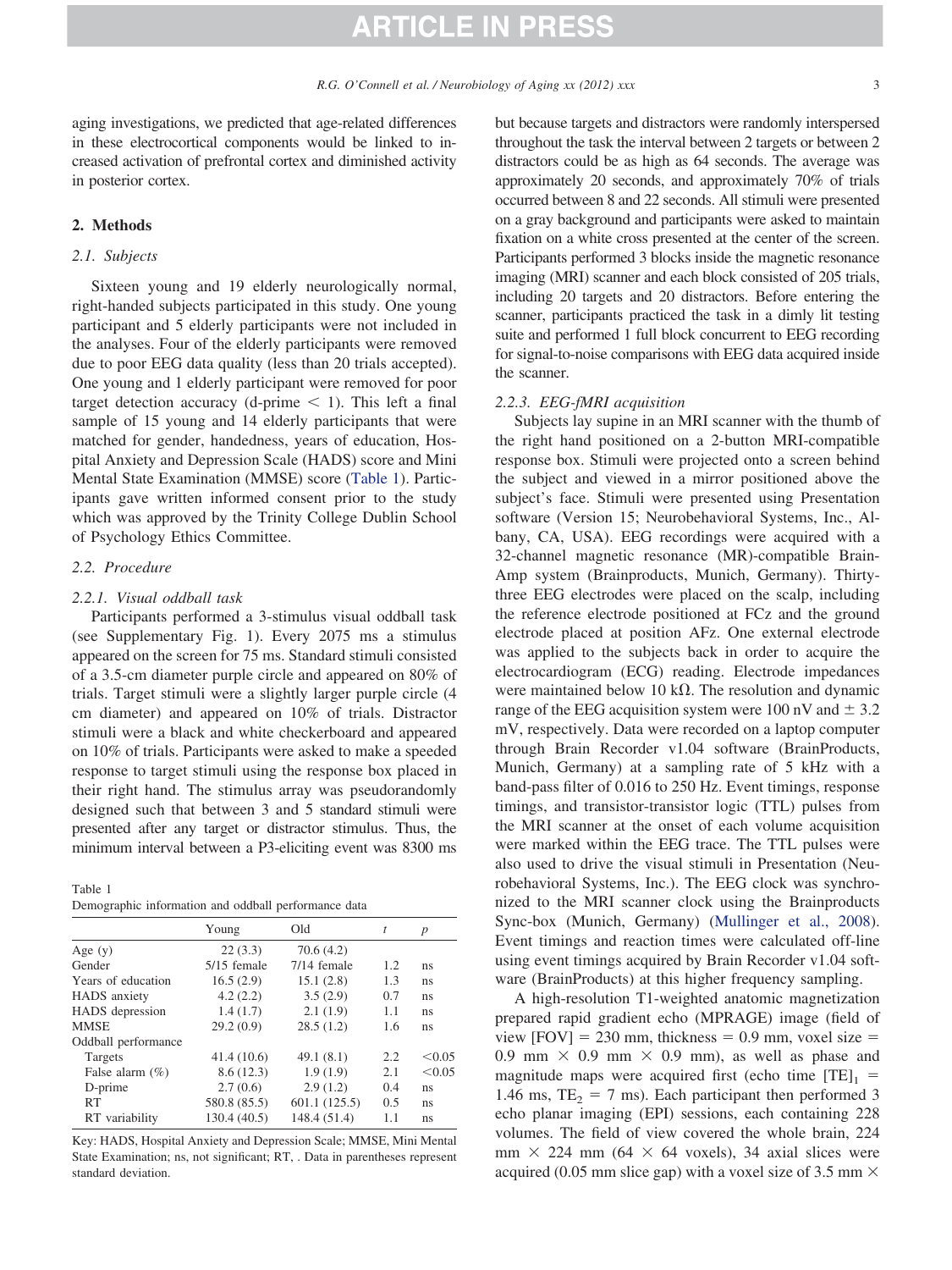aging investigations, we predicted that age-related differences in these electrocortical components would be linked to increased activation of prefrontal cortex and diminished activity in posterior cortex.

## 2. Methods

### 2.1. Subjects

Sixteen young and 19 elderly neurologically normal, right-handed subjects participated in this study. One young participant and 5 elderly participants were not included in the analyses. Four of the elderly participants were removed due to poor EEG data quality (less than 20 trials accepted). One young and 1 elderly participant were removed for poor target detection accuracy (d-prime $< 1$). This left a final sample of 15 young and 14 elderly participants that were matched for gender, handedness, years of education, Hospital Anxiety and Depression Scale (HADS) score and Mini Mental State Examination (MMSE) score (Table 1). Participants gave written informed consent prior to the study which was approved by the Trinity College Dublin School of Psychology Ethics Committee.

### 2.2. Procedure

#### 2.2.1. Visual oddball task

Participants performed a 3-stimulus visual oddball task (see Supplementary Fig. 1). Every 2075 ms a stimulus appeared on the screen for 75 ms. Standard stimuli consisted of a 3.5-cm diameter purple circle and appeared on 80% of trials. Target stimuli were a slightly larger purple circle (4 cm diameter) and appeared on 10% of trials. Distractor stimuli were a black and white checkerboard and appeared on 10% of trials. Participants were asked to make a speeded response to target stimuli using the response box placed in their right hand. The stimulus array was pseudorandomly designed such that between 3 and 5 standard stimuli were presented after any target or distractor stimulus. Thus, the minimum interval between a P3-eliciting event was 8300 ms but because targets and distractors were randomly interspersed throughout the task the interval between 2 targets or between 2 distractors could be as high as 64 seconds. The average was approximately 20 seconds, and approximately 70% of trials occurred between 8 and 22 seconds. All stimuli were presented on a gray background and participants were asked to maintain fixation on a white cross presented at the center of the screen. Participants performed 3 blocks inside the magnetic resonance imaging (MRI) scanner and each block consisted of 205 trials, including 20 targets and 20 distractors. Before entering the scanner, participants practiced the task in a dimly lit testing suite and performed 1 full block concurrent to EEG recording for signal-to-noise comparisons with EEG data acquired inside the scanner.

Table 1
Demographic information and oddball performance data

| | Young | Old | $t$ | $p$ |
|---|---|---|---|---|
| Age (y) | 22 (3.3) | 70.6 (4.2) | | |
| Gender | 5/15 female | 7/14 female | 1.2 | ns |
| Years of education | 16.5 (2.9) | 15.1 (2.8) | 1.3 | ns |
| HADS anxiety | 4.2 (2.2) | 3.5 (2.9) | 0.7 | ns |
| HADS depression | 1.4 (1.7) | 2.1 (1.9) | 1.1 | ns |
| MMSE | 29.2 (0.9) | 28.5 (1.2) | 1.6 | ns |
| Oddball performance | | | | |
| Targets | 41.4 (10.6) | 49.1 (8.1) | 2.2 | $<0.05$ |
| False alarm (%) | 8.6 (12.3) | 1.9 (1.9) | 2.1 | $<0.05$ |
| D-prime | 2.7 (0.6) | 2.9 (1.2) | 0.4 | ns |
| RT | 580.8 (85.5) | 601.1 (125.5) | 0.5 | ns |
| RT variability | 130.4 (40.5) | 148.4 (51.4) | 1.1 | ns |

Key: HADS, Hospital Anxiety and Depression Scale; MMSE, Mini Mental State Examination; ns, not significant; RT, . Data in parentheses represent standard deviation.

#### 2.2.3. EEG-fMRI acquisition

Subjects lay supine in an MRI scanner with the thumb of the right hand positioned on a 2-button MRI-compatible response box. Stimuli were projected onto a screen behind the subject and viewed in a mirror positioned above the subject's face. Stimuli were presented using Presentation software (Version 15; Neurobehavioral Systems, Inc., Albany, CA, USA). EEG recordings were acquired with a 32-channel magnetic resonance (MR)-compatible BrainAmp system (Brainproducts, Munich, Germany). Thirty-three EEG electrodes were placed on the scalp, including the reference electrode positioned at FCz and the ground electrode placed at position AFz. One external electrode was applied to the subjects back in order to acquire the electrocardiogram (ECG) reading. Electrode impedances were maintained below 10 kΩ. The resolution and dynamic range of the EEG acquisition system were 100 nV and ± 3.2 mV, respectively. Data were recorded on a laptop computer through Brain Recorder v1.04 software (BrainProducts, Munich, Germany) at a sampling rate of 5 kHz with a band-pass filter of 0.016 to 250 Hz. Event timings, response timings, and transistor-transistor logic (TTL) pulses from the MRI scanner at the onset of each volume acquisition were marked within the EEG trace. The TTL pulses were also used to drive the visual stimuli in Presentation (Neurobehavioral Systems, Inc.). The EEG clock was synchronized to the MRI scanner clock using the Brainproducts Sync-box (Munich, Germany) (Mullinger et al., 2008). Event timings and reaction times were calculated off-line using event timings acquired by Brain Recorder v1.04 software (BrainProducts) at this higher frequency sampling.

A high-resolution T1-weighted anatomic magnetization prepared rapid gradient echo (MPRAGE) image (field of view [FOV] = 230 mm, thickness = 0.9 mm, voxel size = 0.9 mm × 0.9 mm × 0.9 mm), as well as phase and magnitude maps were acquired first (echo time $[TE]_1$ = 1.46 ms, $TE_2$ = 7 ms). Each participant then performed 3 echo planar imaging (EPI) sessions, each containing 228 volumes. The field of view covered the whole brain, 224 mm × 224 mm (64 × 64 voxels), 34 axial slices were acquired (0.05 mm slice gap) with a voxel size of 3.5 mm ×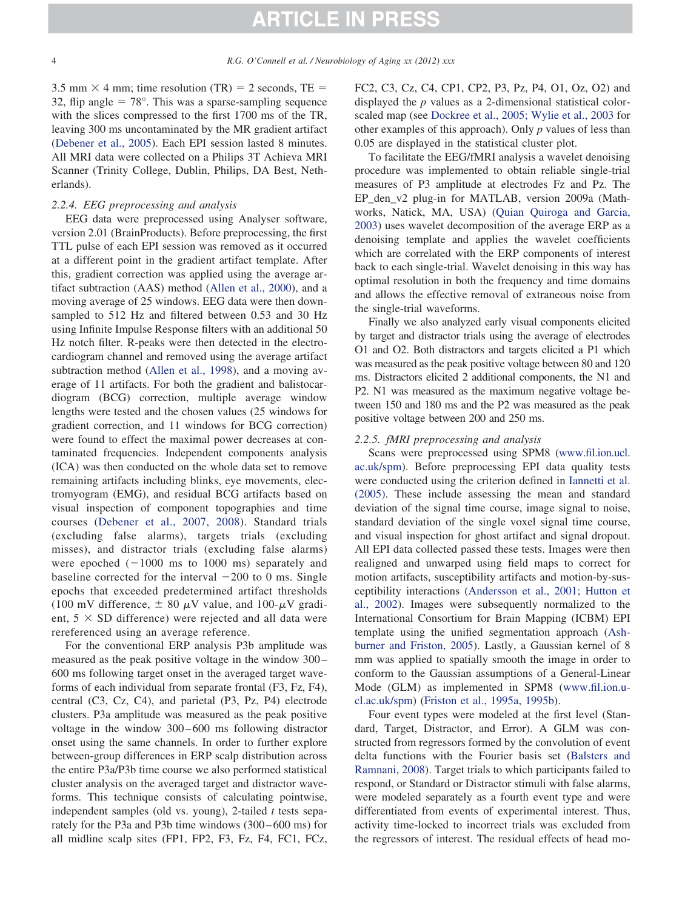3.5 mm × 4 mm; time resolution (TR) = 2 seconds, TE = 32, flip angle = 78°. This was a sparse-sampling sequence with the slices compressed to the first 1700 ms of the TR, leaving 300 ms uncontaminated by the MR gradient artifact (Debener et al., 2005). Each EPI session lasted 8 minutes. All MRI data were collected on a Philips 3T Achieva MRI Scanner (Trinity College, Dublin, Philips, DA Best, Netherlands).

### 2.2.4. EEG preprocessing and analysis

EEG data were preprocessed using Analyser software, version 2.01 (BrainProducts). Before preprocessing, the first TTL pulse of each EPI session was removed as it occurred at a different point in the gradient artifact template. After this, gradient correction was applied using the average artifact subtraction (AAS) method (Allen et al., 2000), and a moving average of 25 windows. EEG data were then downsampled to 512 Hz and filtered between 0.53 and 30 Hz using Infinite Impulse Response filters with an additional 50 Hz notch filter. R-peaks were then detected in the electrocardiogram channel and removed using the average artifact subtraction method (Allen et al., 1998), and a moving average of 11 artifacts. For both the gradient and balistocardiogram (BCG) correction, multiple average window lengths were tested and the chosen values (25 windows for gradient correction, and 11 windows for BCG correction) were found to effect the maximal power decreases at contaminated frequencies. Independent components analysis (ICA) was then conducted on the whole data set to remove remaining artifacts including blinks, eye movements, electromyogram (EMG), and residual BCG artifacts based on visual inspection of component topographies and time courses (Debener et al., 2007, 2008). Standard trials (excluding false alarms), targets trials (excluding misses), and distractor trials (excluding false alarms) were epoched (−1000 ms to 1000 ms) separately and baseline corrected for the interval −200 to 0 ms. Single epochs that exceeded predetermined artifact thresholds (100 mV difference, ± 80 $\mu$V value, and 100-$\mu$V gradient, 5 × SD difference) were rejected and all data were rereferenced using an average reference.

For the conventional ERP analysis P3b amplitude was measured as the peak positive voltage in the window 300–600 ms following target onset in the averaged target waveforms of each individual from separate frontal (F3, Fz, F4), central (C3, Cz, C4), and parietal (P3, Pz, P4) electrode clusters. P3a amplitude was measured as the peak positive voltage in the window 300–600 ms following distractor onset using the same channels. In order to further explore between-group differences in ERP scalp distribution across the entire P3a/P3b time course we also performed statistical cluster analysis on the averaged target and distractor waveforms. This technique consists of calculating pointwise, independent samples (old vs. young), 2-tailed $t$ tests separately for the P3a and P3b time windows (300–600 ms) for all midline scalp sites (FP1, FP2, F3, Fz, F4, FC1, FCz, FC2, C3, Cz, C4, CP1, CP2, P3, Pz, P4, O1, Oz, O2) and displayed the $p$ values as a 2-dimensional statistical color-scaled map (see Dockree et al., 2005; Wylie et al., 2003 for other examples of this approach). Only $p$ values of less than 0.05 are displayed in the statistical cluster plot.

To facilitate the EEG/fMRI analysis a wavelet denoising procedure was implemented to obtain reliable single-trial measures of P3 amplitude at electrodes Fz and Pz. The EP_den_v2 plug-in for MATLAB, version 2009a (Mathworks, Natick, MA, USA) (Quian Quiroga and Garcia, 2003) uses wavelet decomposition of the average ERP as a denoising template and applies the wavelet coefficients which are correlated with the ERP components of interest back to each single-trial. Wavelet denoising in this way has optimal resolution in both the frequency and time domains and allows the effective removal of extraneous noise from the single-trial waveforms.

Finally we also analyzed early visual components elicited by target and distractor trials using the average of electrodes O1 and O2. Both distractors and targets elicited a P1 which was measured as the peak positive voltage between 80 and 120 ms. Distractors elicited 2 additional components, the N1 and P2. N1 was measured as the maximum negative voltage between 150 and 180 ms and the P2 was measured as the peak positive voltage between 200 and 250 ms.

### 2.2.5. fMRI preprocessing and analysis

Scans were preprocessed using SPM8 (www.fil.ion.ucl.ac.uk/spm). Before preprocessing EPI data quality tests were conducted using the criterion defined in Iannetti et al. (2005). These include assessing the mean and standard deviation of the signal time course, image signal to noise, standard deviation of the single voxel signal time course, and visual inspection for ghost artifact and signal dropout. All EPI data collected passed these tests. Images were then realigned and unwarped using field maps to correct for motion artifacts, susceptibility artifacts and motion-by-susceptibility interactions (Andersson et al., 2001; Hutton et al., 2002). Images were subsequently normalized to the International Consortium for Brain Mapping (ICBM) EPI template using the unified segmentation approach (Ashburner and Friston, 2005). Lastly, a Gaussian kernel of 8 mm was applied to spatially smooth the image in order to conform to the Gaussian assumptions of a General-Linear Mode (GLM) as implemented in SPM8 (www.fil.ion.ucl.ac.uk/spm) (Friston et al., 1995a, 1995b).

Four event types were modeled at the first level (Standard, Target, Distractor, and Error). A GLM was constructed from regressors formed by the convolution of event delta functions with the Fourier basis set (Balsters and Ramnani, 2008). Target trials to which participants failed to respond, or Standard or Distractor stimuli with false alarms, were modeled separately as a fourth event type and were differentiated from events of experimental interest. Thus, activity time-locked to incorrect trials was excluded from the regressors of interest. The residual effects of head mo-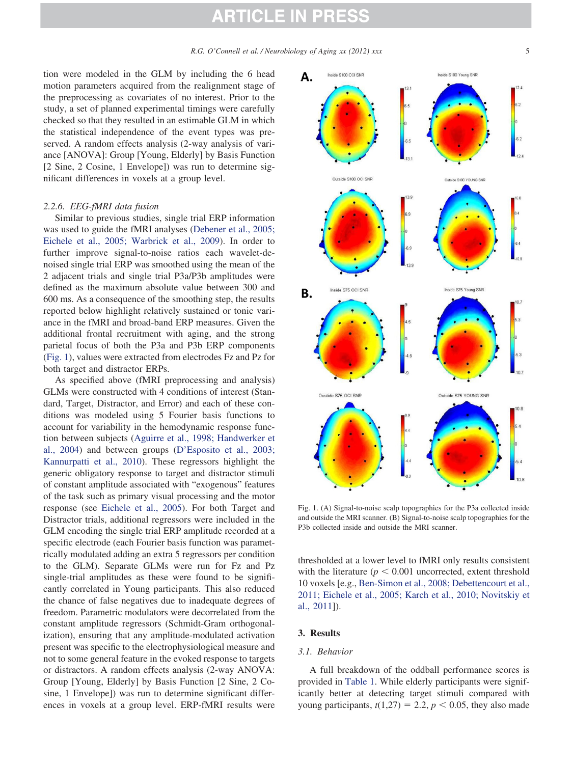tion were modeled in the GLM by including the 6 head motion parameters acquired from the realignment stage of the preprocessing as covariates of no interest. Prior to the study, a set of planned experimental timings were carefully checked so that they resulted in an estimable GLM in which the statistical independence of the event types was preserved. A random effects analysis (2-way analysis of variance [ANOVA]: Group [Young, Elderly] by Basis Function [2 Sine, 2 Cosine, 1 Envelope]) was run to determine significant differences in voxels at a group level.

### 2.2.6. EEG-fMRI data fusion

Similar to previous studies, single trial ERP information was used to guide the fMRI analyses (Debener et al., 2005; Eichele et al., 2005; Warbrick et al., 2009). In order to further improve signal-to-noise ratios each wavelet-denoised single trial ERP was smoothed using the mean of the 2 adjacent trials and single trial P3a/P3b amplitudes were defined as the maximum absolute value between 300 and 600 ms. As a consequence of the smoothing step, the results reported below highlight relatively sustained or tonic variance in the fMRI and broad-band ERP measures. Given the additional frontal recruitment with aging, and the strong parietal focus of both the P3a and P3b ERP components (Fig. 1), values were extracted from electrodes Fz and Pz for both target and distractor ERPs.

As specified above (fMRI preprocessing and analysis) GLMs were constructed with 4 conditions of interest (Standard, Target, Distractor, and Error) and each of these conditions was modeled using 5 Fourier basis functions to account for variability in the hemodynamic response function between subjects (Aguirre et al., 1998; Handwerker et al., 2004) and between groups (D'Esposito et al., 2003; Kannurpatti et al., 2010). These regressors highlight the generic obligatory response to target and distractor stimuli of constant amplitude associated with "exogenous" features of the task such as primary visual processing and the motor response (see Eichele et al., 2005). For both Target and Distractor trials, additional regressors were included in the GLM encoding the single trial ERP amplitude recorded at a specific electrode (each Fourier basis function was parametrically modulated adding an extra 5 regressors per condition to the GLM). Separate GLMs were run for Fz and Pz single-trial amplitudes as these were found to be significantly correlated in Young participants. This also reduced the chance of false negatives due to inadequate degrees of freedom. Parametric modulators were decorrelated from the constant amplitude regressors (Schmidt-Gram orthogonalization), ensuring that any amplitude-modulated activation present was specific to the electrophysiological measure and not to some general feature in the evoked response to targets or distractors. A random effects analysis (2-way ANOVA: Group [Young, Elderly] by Basis Function [2 Sine, 2 Cosine, 1 Envelope]) was run to determine significant differences in voxels at a group level. ERP-fMRI results were thresholded at a lower level to fMRI only results consistent with the literature ($p < 0.001$ uncorrected, extent threshold 10 voxels [e.g., Ben-Simon et al., 2008; Debettencourt et al., 2011; Eichele et al., 2005; Karch et al., 2010; Novitskiy et al., 2011]).

Fig. 1. (A) Signal-to-noise scalp topographies for the P3a collected inside and outside the MRI scanner. (B) Signal-to-noise scalp topographies for the P3b collected inside and outside the MRI scanner.

## 3. Results

### 3.1. Behavior

A full breakdown of the oddball performance scores is provided in Table 1. While elderly participants were significantly better at detecting target stimuli compared with young participants, $t(1,27) = 2.2$, $p < 0.05$, they also made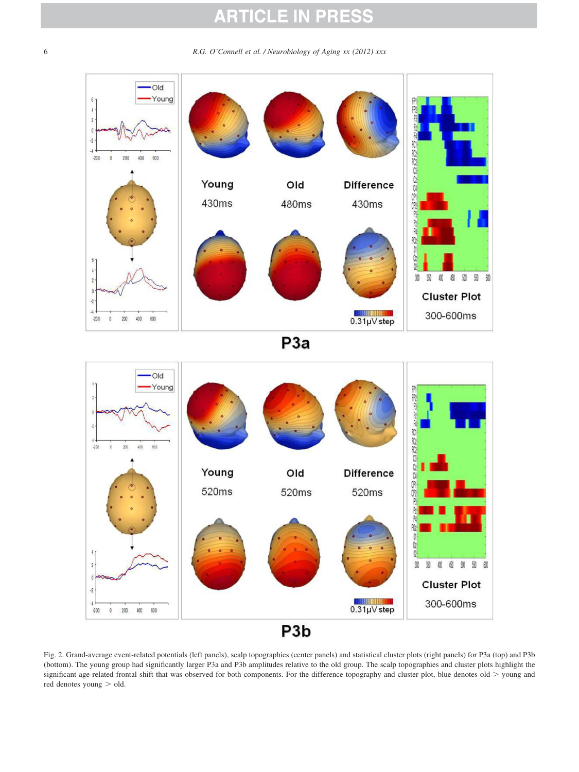Fig. 2. Grand-average event-related potentials (left panels), scalp topographies (center panels) and statistical cluster plots (right panels) for P3a (top) and P3b (bottom). The young group had significantly larger P3a and P3b amplitudes relative to the old group. The scalp topographies and cluster plots highlight the significant age-related frontal shift that was observed for both components. For the difference topography and cluster plot, blue denotes old > young and red denotes young > old.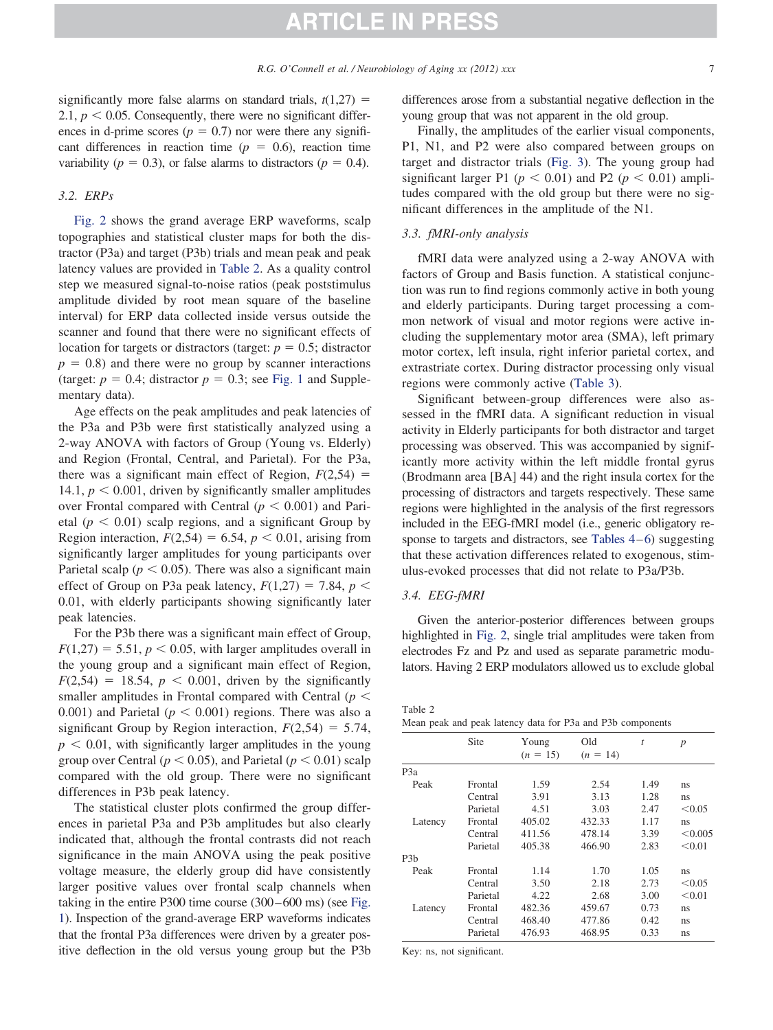significantly more false alarms on standard trials, $t(1,27) = 2.1$, $p < 0.05$. Consequently, there were no significant differences in d-prime scores ($p = 0.7$) nor were there any significant differences in reaction time ($p = 0.6$), reaction time variability ($p = 0.3$), or false alarms to distractors ($p = 0.4$).

### 3.2. ERPs

Fig. 2 shows the grand average ERP waveforms, scalp topographies and statistical cluster maps for both the distractor (P3a) and target (P3b) trials and mean peak and peak latency values are provided in Table 2. As a quality control step we measured signal-to-noise ratios (peak poststimulus amplitude divided by root mean square of the baseline interval) for ERP data collected inside versus outside the scanner and found that there were no significant effects of location for targets or distractors (target: $p = 0.5$; distractor $p = 0.8$) and there were no group by scanner interactions (target: $p = 0.4$; distractor $p = 0.3$; see Fig. 1 and Supplementary data).

Age effects on the peak amplitudes and peak latencies of the P3a and P3b were first statistically analyzed using a 2-way ANOVA with factors of Group (Young vs. Elderly) and Region (Frontal, Central, and Parietal). For the P3a, there was a significant main effect of Region, $F(2,54) = 14.1$, $p < 0.001$, driven by significantly smaller amplitudes over Frontal compared with Central ($p < 0.001$) and Parietal ($p < 0.01$) scalp regions, and a significant Group by Region interaction, $F(2,54) = 6.54$, $p < 0.01$, arising from significantly larger amplitudes for young participants over Parietal scalp ($p < 0.05$). There was also a significant main effect of Group on P3a peak latency, $F(1,27) = 7.84$, $p < 0.01$, with elderly participants showing significantly later peak latencies.

For the P3b there was a significant main effect of Group, $F(1,27) = 5.51$, $p < 0.05$, with larger amplitudes overall in the young group and a significant main effect of Region, $F(2,54) = 18.54$, $p < 0.001$, driven by the significantly smaller amplitudes in Frontal compared with Central ($p < 0.001$) and Parietal ($p < 0.001$) regions. There was also a significant Group by Region interaction, $F(2,54) = 5.74$, $p < 0.01$, with significantly larger amplitudes in the young group over Central ($p < 0.05$), and Parietal ($p < 0.01$) scalp compared with the old group. There were no significant differences in P3b peak latency.

The statistical cluster plots confirmed the group differences in parietal P3a and P3b amplitudes but also clearly indicated that, although the frontal contrasts did not reach significance in the main ANOVA using the peak positive voltage measure, the elderly group did have consistently larger positive values over frontal scalp channels when taking in the entire P300 time course (300–600 ms) (see Fig. 1). Inspection of the grand-average ERP waveforms indicates that the frontal P3a differences were driven by a greater positive deflection in the old versus young group but the P3b differences arose from a substantial negative deflection in the young group that was not apparent in the old group.

Finally, the amplitudes of the earlier visual components, P1, N1, and P2 were also compared between groups on target and distractor trials (Fig. 3). The young group had significant larger P1 ($p < 0.01$) and P2 ($p < 0.01$) amplitudes compared with the old group but there were no significant differences in the amplitude of the N1.

### 3.3. fMRI-only analysis

fMRI data were analyzed using a 2-way ANOVA with factors of Group and Basis function. A statistical conjunction was run to find regions commonly active in both young and elderly participants. During target processing a common network of visual and motor regions were active including the supplementary motor area (SMA), left primary motor cortex, left insula, right inferior parietal cortex, and extrastriate cortex. During distractor processing only visual regions were commonly active (Table 3).

Significant between-group differences were also assessed in the fMRI data. A significant reduction in visual activity in Elderly participants for both distractor and target processing was observed. This was accompanied by significantly more activity within the left middle frontal gyrus (Brodmann area [BA] 44) and the right insula cortex for the processing of distractors and targets respectively. These same regions were highlighted in the analysis of the first regressors included in the EEG-fMRI model (i.e., generic obligatory response to targets and distractors, see Tables 4–6) suggesting that these activation differences related to exogenous, stimulus-evoked processes that did not relate to P3a/P3b.

### 3.4. EEG-fMRI

Given the anterior-posterior differences between groups highlighted in Fig. 2, single trial amplitudes were taken from electrodes Fz and Pz and used as separate parametric modulators. Having 2 ERP modulators allowed us to exclude global

Table 2
Mean peak and peak latency data for P3a and P3b components

| | Site | Young ($n$ = 15) | Old ($n$ = 14) | $t$ | $p$ |
|---|---|---|---|---|---|
| P3a | | | | | |
| Peak | Frontal | 1.59 | 2.54 | 1.49 | ns |
| | Central | 3.91 | 3.13 | 1.28 | ns |
| | Parietal | 4.51 | 3.03 | 2.47 | <0.05 |
| Latency | Frontal | 405.02 | 432.33 | 1.17 | ns |
| | Central | 411.56 | 478.14 | 3.39 | <0.005 |
| | Parietal | 405.38 | 466.90 | 2.83 | <0.01 |
| P3b | | | | | |
| Peak | Frontal | 1.14 | 1.70 | 1.05 | ns |
| | Central | 3.50 | 2.18 | 2.73 | <0.05 |
| | Parietal | 4.22 | 2.68 | 3.00 | <0.01 |
| Latency | Frontal | 482.36 | 459.67 | 0.73 | ns |
| | Central | 468.40 | 477.86 | 0.42 | ns |
| | Parietal | 476.93 | 468.95 | 0.33 | ns |

Key: ns, not significant.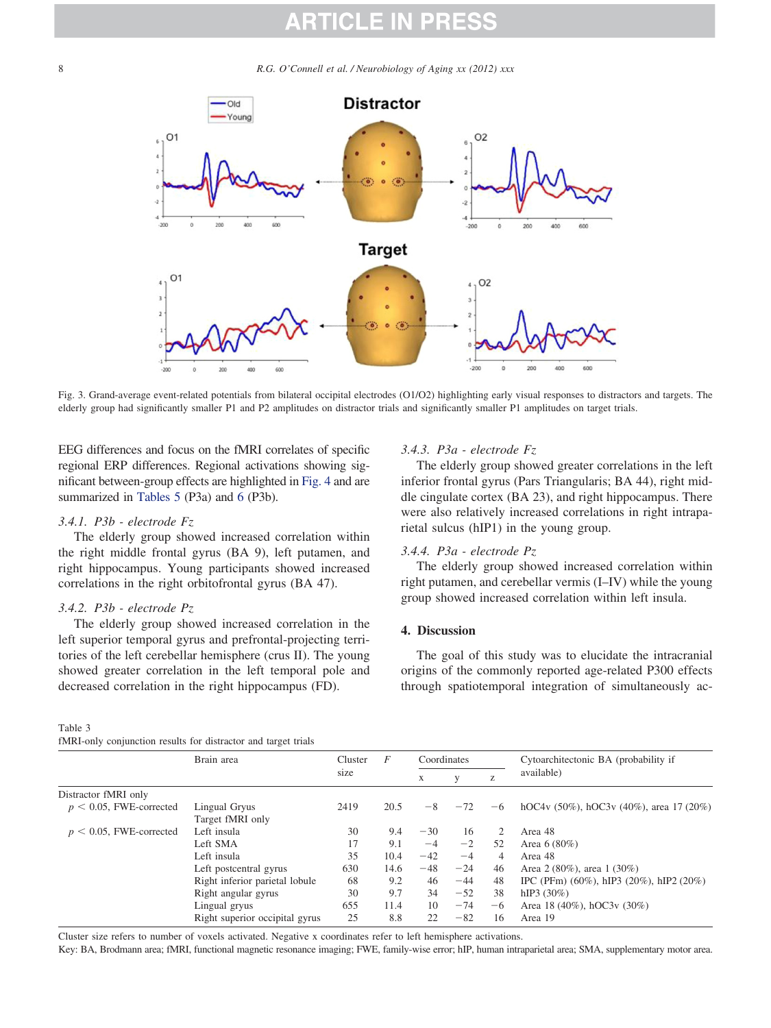Fig. 3. Grand-average event-related potentials from bilateral occipital electrodes (O1/O2) highlighting early visual responses to distractors and targets. The elderly group had significantly smaller P1 and P2 amplitudes on distractor trials and significantly smaller P1 amplitudes on target trials.

EEG differences and focus on the fMRI correlates of specific regional ERP differences. Regional activations showing significant between-group effects are highlighted in Fig. 4 and are summarized in Tables 5 (P3a) and 6 (P3b).

#### *3.4.1. P3b - electrode Fz*

The elderly group showed increased correlation within the right middle frontal gyrus (BA 9), left putamen, and right hippocampus. Young participants showed increased correlations in the right orbitofrontal gyrus (BA 47).

#### *3.4.2. P3b - electrode Pz*

The elderly group showed increased correlation in the left superior temporal gyrus and prefrontal-projecting territories of the left cerebellar hemisphere (crus II). The young showed greater correlation in the left temporal pole and decreased correlation in the right hippocampus (FD).

#### *3.4.3. P3a - electrode Fz*

The elderly group showed greater correlations in the left inferior frontal gyrus (Pars Triangularis; BA 44), right middle cingulate cortex (BA 23), and right hippocampus. There were also relatively increased correlations in right intraparietal sulcus (hIP1) in the young group.

#### *3.4.4. P3a - electrode Pz*

The elderly group showed increased correlation within right putamen, and cerebellar vermis (I–IV) while the young group showed increased correlation within left insula.

## 4. Discussion

The goal of this study was to elucidate the intracranial origins of the commonly reported age-related P300 effects through spatiotemporal integration of simultaneously ac-

Table 3
fMRI-only conjunction results for distractor and target trials

| | Brain area | Cluster size | *F* | Coordinates | | | Cytoarchitectonic BA (probability if available) |
|---|---|---|---|---|---|---|---|
| | | | | x | y | z | |
| Distractor fMRI only | | | | | | | |
| $p < 0.05$, FWE-corrected | Lingual Grус | 2419 | 20.5 | −8 | −72 | −6 | hOC4v (50%), hOC3v (40%), area 17 (20%) |
| | Target fMRI only | | | | | | |
| $p < 0.05$, FWE-corrected | Left insula | 30 | 9.4 | −30 | 16 | 2 | Area 48 |
| | Left SMA | 17 | 9.1 | −4 | −2 | 52 | Area 6 (80%) |
| | Left insula | 35 | 10.4 | −42 | −4 | 4 | Area 48 |
| | Left postcentral gyrus | 630 | 14.6 | −48 | −24 | 46 | Area 2 (80%), area 1 (30%) |
| | Right inferior parietal lobule | 68 | 9.2 | 46 | −44 | 48 | IPC (PFm) (60%), hIP3 (20%), hIP2 (20%) |
| | Right angular gyrus | 30 | 9.7 | 34 | −52 | 38 | hIP3 (30%) |
| | Lingual grуus | 655 | 11.4 | 10 | −74 | −6 | Area 18 (40%), hOC3v (30%) |
| | Right superior occipital gyrus | 25 | 8.8 | 22 | −82 | 16 | Area 19 |

Cluster size refers to number of voxels activated. Negative x coordinates refer to left hemisphere activations.
Key: BA, Brodmann area; fMRI, functional magnetic resonance imaging; FWE, family-wise error; hIP, human intraparietal area; SMA, supplementary motor area.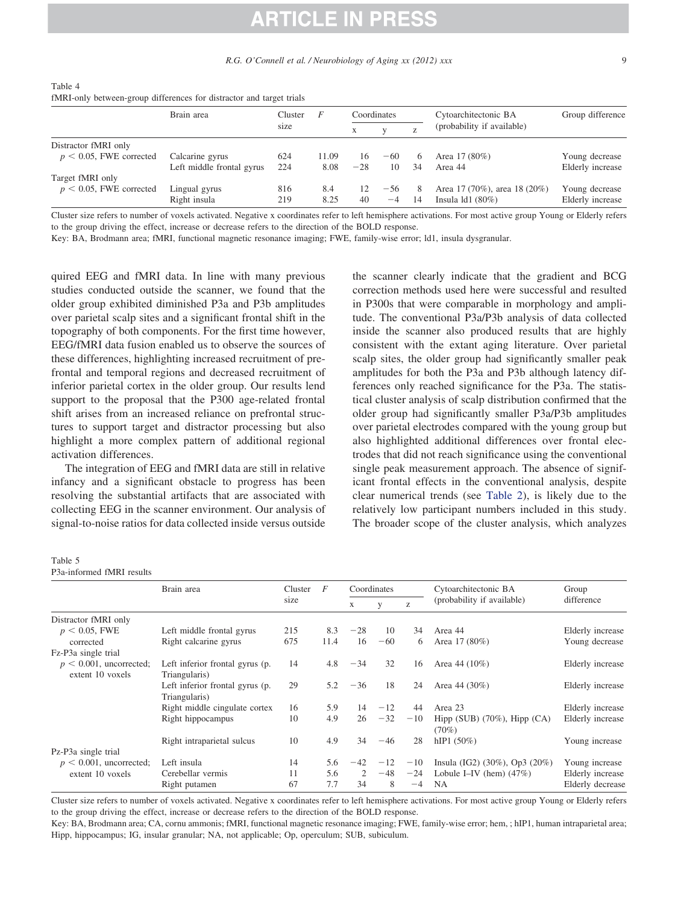Table 4
fMRI-only between-group differences for distractor and target trials

| | Brain area | Cluster size | *F* | Coordinates | | | Cytoarchitectonic BA (probability if available) | Group difference |
|---|---|---|---|---|---|---|---|---|
| | | | | x | y | z | | |
| Distractor fMRI only | | | | | | | | |
| $p < 0.05$, FWE corrected | Calcarine gyrus | 624 | 11.09 | 16 | −60 | 6 | Area 17 (80%) | Young decrease |
| | Left middle frontal gyrus | 224 | 8.08 | −28 | 10 | 34 | Area 44 | Elderly increase |
| Target fMRI only | | | | | | | | |
| $p < 0.05$, FWE corrected | Lingual gyrus | 816 | 8.4 | 12 | −56 | 8 | Area 17 (70%), area 18 (20%) | Young decrease |
| | Right insula | 219 | 8.25 | 40 | −4 | 14 | Insula ld1 (80%) | Elderly increase |

Cluster size refers to number of voxels activated. Negative x coordinates refer to left hemisphere activations. For most active group Young or Elderly refers to the group driving the effect, increase or decrease refers to the direction of the BOLD response.
Key: BA, Brodmann area; fMRI, functional magnetic resonance imaging; FWE, family-wise error; ld1, insula dysgranular.

quired EEG and fMRI data. In line with many previous studies conducted outside the scanner, we found that the older group exhibited diminished P3a and P3b amplitudes over parietal scalp sites and a significant frontal shift in the topography of both components. For the first time however, EEG/fMRI data fusion enabled us to observe the sources of these differences, highlighting increased recruitment of prefrontal and temporal regions and decreased recruitment of inferior parietal cortex in the older group. Our results lend support to the proposal that the P300 age-related frontal shift arises from an increased reliance on prefrontal structures to support target and distractor processing but also highlight a more complex pattern of additional regional activation differences.

The integration of EEG and fMRI data are still in relative infancy and a significant obstacle to progress has been resolving the substantial artifacts that are associated with collecting EEG in the scanner environment. Our analysis of signal-to-noise ratios for data collected inside versus outside the scanner clearly indicate that the gradient and BCG correction methods used here were successful and resulted in P300s that were comparable in morphology and amplitude. The conventional P3a/P3b analysis of data collected inside the scanner also produced results that are highly consistent with the extant aging literature. Over parietal scalp sites, the older group had significantly smaller peak amplitudes for both the P3a and P3b although latency differences only reached significance for the P3a. The statistical cluster analysis of scalp distribution confirmed that the older group had significantly smaller P3a/P3b amplitudes over parietal electrodes compared with the young group but also highlighted additional differences over frontal electrodes that did not reach significance using the conventional single peak measurement approach. The absence of significant frontal effects in the conventional analysis, despite clear numerical trends (see Table 2), is likely due to the relatively low participant numbers included in this study. The broader scope of the cluster analysis, which analyzes

Table 5
P3a-informed fMRI results

| | Brain area | Cluster size | *F* | Coordinates | | | Cytoarchitectonic BA (probability if available) | Group difference |
|---|---|---|---|---|---|---|---|---|
| | | | | x | y | z | | |
| Distractor fMRI only | | | | | | | | |
| $p < 0.05$, FWE corrected | Left middle frontal gyrus | 215 | 8.3 | −28 | 10 | 34 | Area 44 | Elderly increase |
| | Right calcarine gyrus | 675 | 11.4 | 16 | −60 | 6 | Area 17 (80%) | Young decrease |
| Fz-P3a single trial | | | | | | | | |
| $p < 0.001$, uncorrected; extent 10 voxels | Left inferior frontal gyrus (p. Triangularis) | 14 | 4.8 | −34 | 32 | 16 | Area 44 (10%) | Elderly increase |
| | Left inferior frontal gyrus (p. Triangularis) | 29 | 5.2 | −36 | 18 | 24 | Area 44 (30%) | Elderly increase |
| | Right middle cingulate cortex | 16 | 5.9 | 14 | −12 | 44 | Area 23 | Elderly increase |
| | Right hippocampus | 10 | 4.9 | 26 | −32 | −10 | Hipp (SUB) (70%), Hipp (CA) (70%) | Elderly increase |
| | Right intraparietal sulcus | 10 | 4.9 | 34 | −46 | 28 | hIP1 (50%) | Young increase |
| Pz-P3a single trial | | | | | | | | |
| $p < 0.001$, uncorrected; extent 10 voxels | Left insula | 14 | 5.6 | −42 | −12 | −10 | Insula (IG2) (30%), Op3 (20%) | Young increase |
| | Cerebellar vermis | 11 | 5.6 | 2 | −48 | −24 | Lobule I–IV (hem) (47%) | Elderly increase |
| | Right putamen | 67 | 7.7 | 34 | 8 | −4 | NA | Elderly decrease |

Cluster size refers to number of voxels activated. Negative x coordinates refer to left hemisphere activations. For most active group Young or Elderly refers to the group driving the effect, increase or decrease refers to the direction of the BOLD response.
Key: BA, Brodmann area; CA, cornu ammonis; fMRI, functional magnetic resonance imaging; FWE, family-wise error; hem, ; hIP1, human intraparietal area; Hipp, hippocampus; IG, insular granular; NA, not applicable; Op, operculum; SUB, subiculum.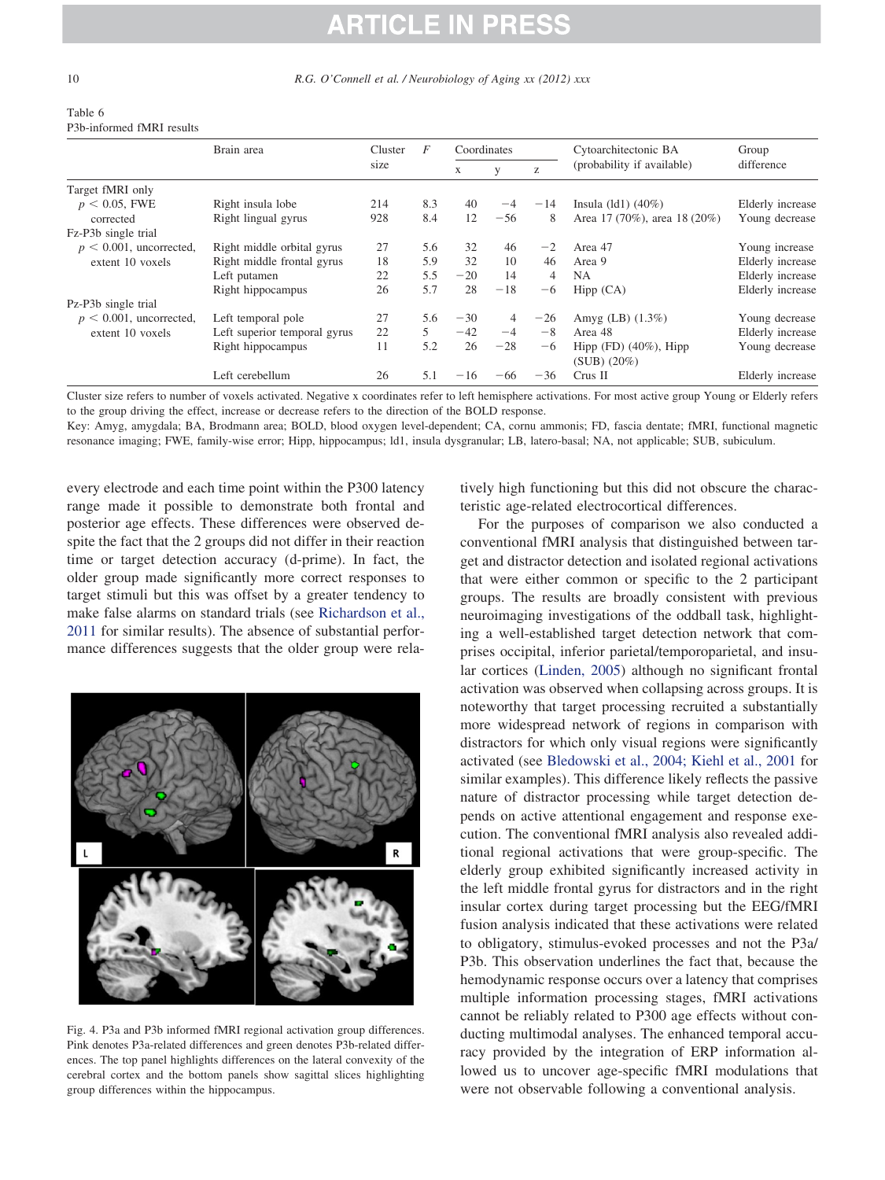Table 6
P3b-informed fMRI results

| | Brain area | Cluster size | $F$ | Coordinates | | | Cytoarchitectonic BA (probability if available) | Group difference |
|---|---|---|---|---|---|---|---|---|
| | | | | x | y | z | | |
| Target fMRI only | | | | | | | | |
| $p < 0.05$, FWE corrected | Right insula lobe | 214 | 8.3 | 40 | −4 | −14 | Insula (Id1) (40%) | Elderly increase |
| | Right lingual gyrus | 928 | 8.4 | 12 | −56 | 8 | Area 17 (70%), area 18 (20%) | Young decrease |
| Fz-P3b single trial | | | | | | | | |
| $p < 0.001$, uncorrected, extent 10 voxels | Right middle orbital gyrus | 27 | 5.6 | 32 | 46 | −2 | Area 47 | Young increase |
| | Right middle frontal gyrus | 18 | 5.9 | 32 | 10 | 46 | Area 9 | Elderly increase |
| | Left putamen | 22 | 5.5 | −20 | 14 | 4 | NA | Elderly increase |
| | Right hippocampus | 26 | 5.7 | 28 | −18 | −6 | Hipp (CA) | Elderly increase |
| Pz-P3b single trial | | | | | | | | |
| $p < 0.001$, uncorrected, extent 10 voxels | Left temporal pole | 27 | 5.6 | −30 | 4 | −26 | Amyg (LB) (1.3%) | Young decrease |
| | Left superior temporal gyrus | 22 | 5 | −42 | −4 | −8 | Area 48 | Elderly increase |
| | Right hippocampus | 11 | 5.2 | 26 | −28 | −6 | Hipp (FD) (40%), Hipp (SUB) (20%) | Young decrease |
| | Left cerebellum | 26 | 5.1 | −16 | −66 | −36 | Crus II | Elderly increase |

Cluster size refers to number of voxels activated. Negative x coordinates refer to left hemisphere activations. For most active group Young or Elderly refers to the group driving the effect, increase or decrease refers to the direction of the BOLD response.
Key: Amyg, amygdala; BA, Brodmann area; BOLD, blood oxygen level-dependent; CA, cornu ammonis; FD, fascia dentate; fMRI, functional magnetic resonance imaging; FWE, family-wise error; Hipp, hippocampus; Id1, insula dysgranular; LB, latero-basal; NA, not applicable; SUB, subiculum.

every electrode and each time point within the P300 latency range made it possible to demonstrate both frontal and posterior age effects. These differences were observed despite the fact that the 2 groups did not differ in their reaction time or target detection accuracy (d-prime). In fact, the older group made significantly more correct responses to target stimuli but this was offset by a greater tendency to make false alarms on standard trials (see Richardson et al., 2011 for similar results). The absence of substantial performance differences suggests that the older group were relatively high functioning but this did not obscure the characteristic age-related electrocortical differences.

Fig. 4. P3a and P3b informed fMRI regional activation group differences. Pink denotes P3a-related differences and green denotes P3b-related differences. The top panel highlights differences on the lateral convexity of the cerebral cortex and the bottom panels show sagittal slices highlighting group differences within the hippocampus.

For the purposes of comparison we also conducted a conventional fMRI analysis that distinguished between target and distractor detection and isolated regional activations that were either common or specific to the 2 participant groups. The results are broadly consistent with previous neuroimaging investigations of the oddball task, highlighting a well-established target detection network that comprises occipital, inferior parietal/temporoparietal, and insular cortices (Linden, 2005) although no significant frontal activation was observed when collapsing across groups. It is noteworthy that target processing recruited a substantially more widespread network of regions in comparison with distractors for which only visual regions were significantly activated (see Bledowski et al., 2004; Kiehl et al., 2001 for similar examples). This difference likely reflects the passive nature of distractor processing while target detection depends on active attentional engagement and response execution. The conventional fMRI analysis also revealed additional regional activations that were group-specific. The elderly group exhibited significantly increased activity in the left middle frontal gyrus for distractors and in the right insular cortex during target processing but the EEG/fMRI fusion analysis indicated that these activations were related to obligatory, stimulus-evoked processes and not the P3a/P3b. This observation underlines the fact that, because the hemodynamic response occurs over a latency that comprises multiple information processing stages, fMRI activations cannot be reliably related to P300 age effects without conducting multimodal analyses. The enhanced temporal accuracy provided by the integration of ERP information allowed us to uncover age-specific fMRI modulations that were not observable following a conventional analysis.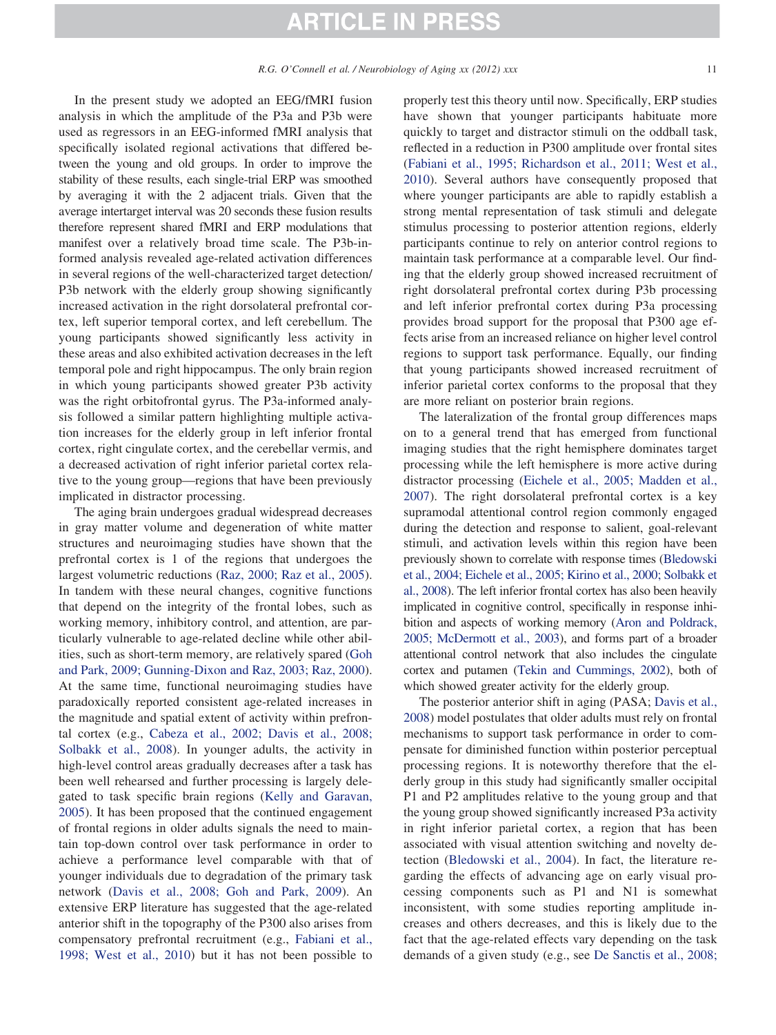In the present study we adopted an EEG/fMRI fusion analysis in which the amplitude of the P3a and P3b were used as regressors in an EEG-informed fMRI analysis that specifically isolated regional activations that differed between the young and old groups. In order to improve the stability of these results, each single-trial ERP was smoothed by averaging it with the 2 adjacent trials. Given that the average intertarget interval was 20 seconds these fusion results therefore represent shared fMRI and ERP modulations that manifest over a relatively broad time scale. The P3b-informed analysis revealed age-related activation differences in several regions of the well-characterized target detection/P3b network with the elderly group showing significantly increased activation in the right dorsolateral prefrontal cortex, left superior temporal cortex, and left cerebellum. The young participants showed significantly less activity in these areas and also exhibited activation decreases in the left temporal pole and right hippocampus. The only brain region in which young participants showed greater P3b activity was the right orbitofrontal gyrus. The P3a-informed analysis followed a similar pattern highlighting multiple activation increases for the elderly group in left inferior frontal cortex, right cingulate cortex, and the cerebellar vermis, and a decreased activation of right inferior parietal cortex relative to the young group—regions that have been previously implicated in distractor processing.

The aging brain undergoes gradual widespread decreases in gray matter volume and degeneration of white matter structures and neuroimaging studies have shown that the prefrontal cortex is 1 of the regions that undergoes the largest volumetric reductions (Raz, 2000; Raz et al., 2005). In tandem with these neural changes, cognitive functions that depend on the integrity of the frontal lobes, such as working memory, inhibitory control, and attention, are particularly vulnerable to age-related decline while other abilities, such as short-term memory, are relatively spared (Goh and Park, 2009; Gunning-Dixon and Raz, 2003; Raz, 2000). At the same time, functional neuroimaging studies have paradoxically reported consistent age-related increases in the magnitude and spatial extent of activity within prefrontal cortex (e.g., Cabeza et al., 2002; Davis et al., 2008; Solbakk et al., 2008). In younger adults, the activity in high-level control areas gradually decreases after a task has been well rehearsed and further processing is largely delegated to task specific brain regions (Kelly and Garavan, 2005). It has been proposed that the continued engagement of frontal regions in older adults signals the need to maintain top-down control over task performance in order to achieve a performance level comparable with that of younger individuals due to degradation of the primary task network (Davis et al., 2008; Goh and Park, 2009). An extensive ERP literature has suggested that the age-related anterior shift in the topography of the P300 also arises from compensatory prefrontal recruitment (e.g., Fabiani et al., 1998; West et al., 2010) but it has not been possible to properly test this theory until now. Specifically, ERP studies have shown that younger participants habituate more quickly to target and distractor stimuli on the oddball task, reflected in a reduction in P300 amplitude over frontal sites (Fabiani et al., 1995; Richardson et al., 2011; West et al., 2010). Several authors have consequently proposed that where younger participants are able to rapidly establish a strong mental representation of task stimuli and delegate stimulus processing to posterior attention regions, elderly participants continue to rely on anterior control regions to maintain task performance at a comparable level. Our finding that the elderly group showed increased recruitment of right dorsolateral prefrontal cortex during P3b processing and left inferior prefrontal cortex during P3a processing provides broad support for the proposal that P300 age effects arise from an increased reliance on higher level control regions to support task performance. Equally, our finding that young participants showed increased recruitment of inferior parietal cortex conforms to the proposal that they are more reliant on posterior brain regions.

The lateralization of the frontal group differences maps on to a general trend that has emerged from functional imaging studies that the right hemisphere dominates target processing while the left hemisphere is more active during distractor processing (Eichele et al., 2005; Madden et al., 2007). The right dorsolateral prefrontal cortex is a key supramodal attentional control region commonly engaged during the detection and response to salient, goal-relevant stimuli, and activation levels within this region have been previously shown to correlate with response times (Bledowski et al., 2004; Eichele et al., 2005; Kirino et al., 2000; Solbakk et al., 2008). The left inferior frontal cortex has also been heavily implicated in cognitive control, specifically in response inhibition and aspects of working memory (Aron and Poldrack, 2005; McDermott et al., 2003), and forms part of a broader attentional control network that also includes the cingulate cortex and putamen (Tekin and Cummings, 2002), both of which showed greater activity for the elderly group.

The posterior anterior shift in aging (PASA; Davis et al., 2008) model postulates that older adults must rely on frontal mechanisms to support task performance in order to compensate for diminished function within posterior perceptual processing regions. It is noteworthy therefore that the elderly group in this study had significantly smaller occipital P1 and P2 amplitudes relative to the young group and that the young group showed significantly increased P3a activity in right inferior parietal cortex, a region that has been associated with visual attention switching and novelty detection (Bledowski et al., 2004). In fact, the literature regarding the effects of advancing age on early visual processing components such as P1 and N1 is somewhat inconsistent, with some studies reporting amplitude increases and others decreases, and this is likely due to the fact that the age-related effects vary depending on the task demands of a given study (e.g., see De Sanctis et al., 2008;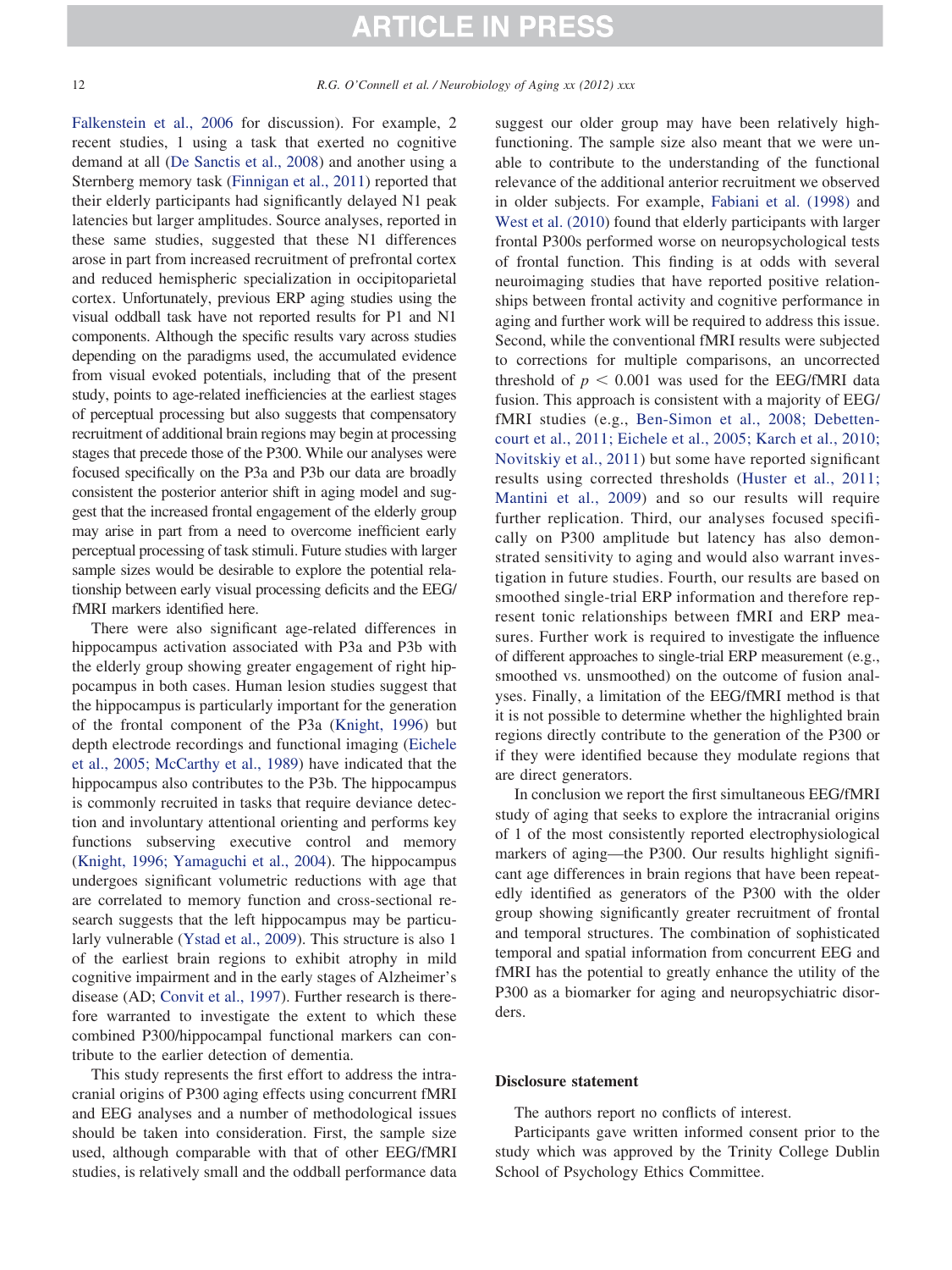Falkenstein et al., 2006 for discussion). For example, 2 recent studies, 1 using a task that exerted no cognitive demand at all (De Sanctis et al., 2008) and another using a Sternberg memory task (Finnigan et al., 2011) reported that their elderly participants had significantly delayed N1 peak latencies but larger amplitudes. Source analyses, reported in these same studies, suggested that these N1 differences arose in part from increased recruitment of prefrontal cortex and reduced hemispheric specialization in occipitoparietal cortex. Unfortunately, previous ERP aging studies using the visual oddball task have not reported results for P1 and N1 components. Although the specific results vary across studies depending on the paradigms used, the accumulated evidence from visual evoked potentials, including that of the present study, points to age-related inefficiencies at the earliest stages of perceptual processing but also suggests that compensatory recruitment of additional brain regions may begin at processing stages that precede those of the P300. While our analyses were focused specifically on the P3a and P3b our data are broadly consistent the posterior anterior shift in aging model and suggest that the increased frontal engagement of the elderly group may arise in part from a need to overcome inefficient early perceptual processing of task stimuli. Future studies with larger sample sizes would be desirable to explore the potential relationship between early visual processing deficits and the EEG/fMRI markers identified here.

There were also significant age-related differences in hippocampus activation associated with P3a and P3b with the elderly group showing greater engagement of right hippocampus in both cases. Human lesion studies suggest that the hippocampus is particularly important for the generation of the frontal component of the P3a (Knight, 1996) but depth electrode recordings and functional imaging (Eichele et al., 2005; McCarthy et al., 1989) have indicated that the hippocampus also contributes to the P3b. The hippocampus is commonly recruited in tasks that require deviance detection and involuntary attentional orienting and performs key functions subserving executive control and memory (Knight, 1996; Yamaguchi et al., 2004). The hippocampus undergoes significant volumetric reductions with age that are correlated to memory function and cross-sectional research suggests that the left hippocampus may be particularly vulnerable (Ystad et al., 2009). This structure is also 1 of the earliest brain regions to exhibit atrophy in mild cognitive impairment and in the early stages of Alzheimer's disease (AD; Convit et al., 1997). Further research is therefore warranted to investigate the extent to which these combined P300/hippocampal functional markers can contribute to the earlier detection of dementia.

This study represents the first effort to address the intracranial origins of P300 aging effects using concurrent fMRI and EEG analyses and a number of methodological issues should be taken into consideration. First, the sample size used, although comparable with that of other EEG/fMRI studies, is relatively small and the oddball performance data suggest our older group may have been relatively high-functioning. The sample size also meant that we were unable to contribute to the understanding of the functional relevance of the additional anterior recruitment we observed in older subjects. For example, Fabiani et al. (1998) and West et al. (2010) found that elderly participants with larger frontal P300s performed worse on neuropsychological tests of frontal function. This finding is at odds with several neuroimaging studies that have reported positive relationships between frontal activity and cognitive performance in aging and further work will be required to address this issue. Second, while the conventional fMRI results were subjected to corrections for multiple comparisons, an uncorrected threshold of $p < 0.001$ was used for the EEG/fMRI data fusion. This approach is consistent with a majority of EEG/fMRI studies (e.g., Ben-Simon et al., 2008; Debettencourt et al., 2011; Eichele et al., 2005; Karch et al., 2010; Novitskiy et al., 2011) but some have reported significant results using corrected thresholds (Huster et al., 2011; Mantini et al., 2009) and so our results will require further replication. Third, our analyses focused specifically on P300 amplitude but latency has also demonstrated sensitivity to aging and would also warrant investigation in future studies. Fourth, our results are based on smoothed single-trial ERP information and therefore represent tonic relationships between fMRI and ERP measures. Further work is required to investigate the influence of different approaches to single-trial ERP measurement (e.g., smoothed vs. unsmoothed) on the outcome of fusion analyses. Finally, a limitation of the EEG/fMRI method is that it is not possible to determine whether the highlighted brain regions directly contribute to the generation of the P300 or if they were identified because they modulate regions that are direct generators.

In conclusion we report the first simultaneous EEG/fMRI study of aging that seeks to explore the intracranial origins of 1 of the most consistently reported electrophysiological markers of aging—the P300. Our results highlight significant age differences in brain regions that have been repeatedly identified as generators of the P300 with the older group showing significantly greater recruitment of frontal and temporal structures. The combination of sophisticated temporal and spatial information from concurrent EEG and fMRI has the potential to greatly enhance the utility of the P300 as a biomarker for aging and neuropsychiatric disorders.

## Disclosure statement

The authors report no conflicts of interest.

Participants gave written informed consent prior to the study which was approved by the Trinity College Dublin School of Psychology Ethics Committee.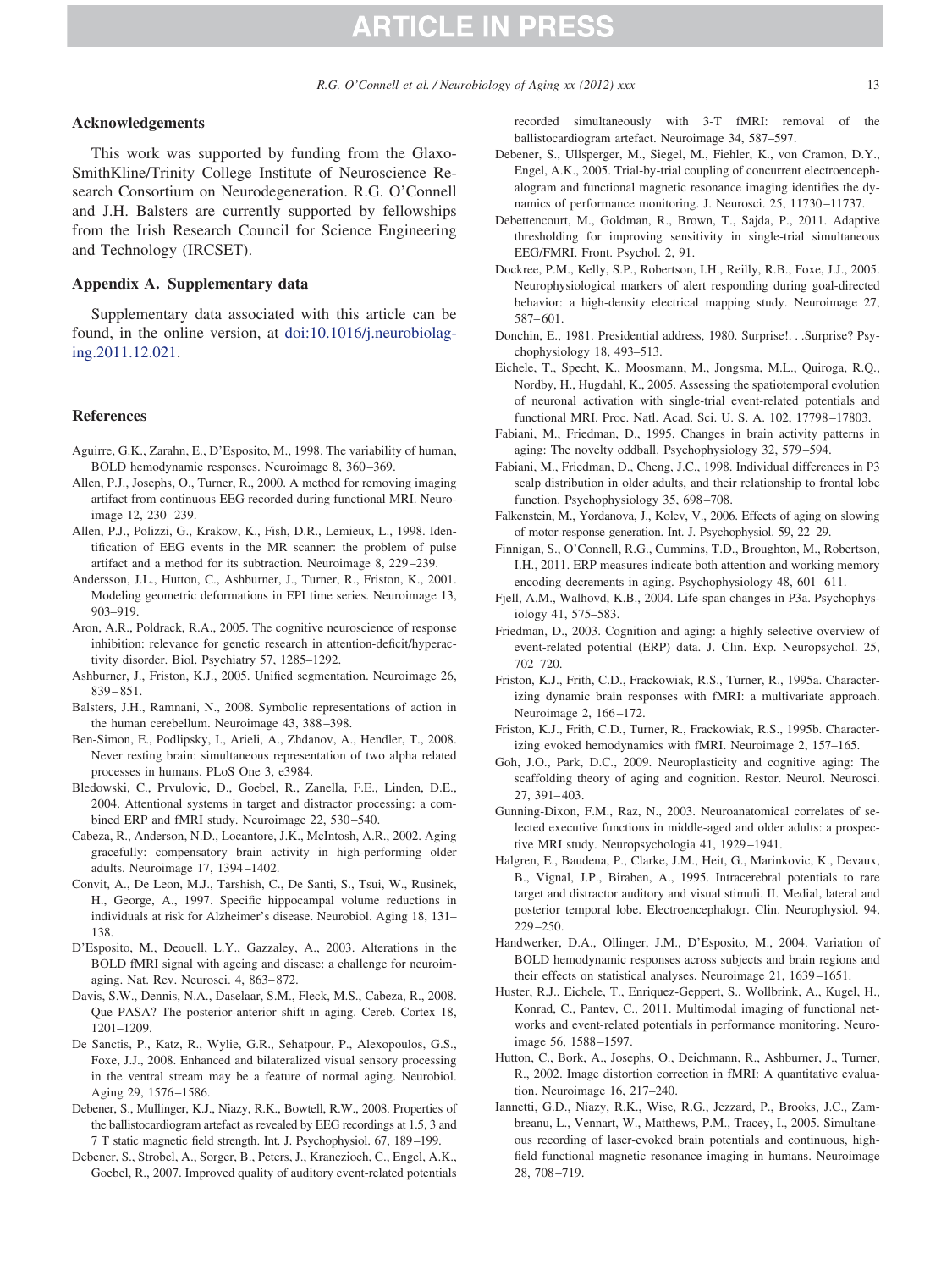## Acknowledgements

This work was supported by funding from the GlaxoSmithKline/Trinity College Institute of Neuroscience Research Consortium on Neurodegeneration. R.G. O'Connell and J.H. Balsters are currently supported by fellowships from the Irish Research Council for Science Engineering and Technology (IRCSET).

## Appendix A. Supplementary data

Supplementary data associated with this article can be found, in the online version, at doi:10.1016/j.neurobiolaging.2011.12.021.

## References

Aguirre, G.K., Zarahn, E., D'Esposito, M., 1998. The variability of human, BOLD hemodynamic responses. Neuroimage 8, 360–369.

Allen, P.J., Josephs, O., Turner, R., 2000. A method for removing imaging artifact from continuous EEG recorded during functional MRI. Neuroimage 12, 230–239.

Allen, P.J., Polizzi, G., Krakow, K., Fish, D.R., Lemieux, L., 1998. Identification of EEG events in the MR scanner: the problem of pulse artifact and a method for its subtraction. Neuroimage 8, 229–239.

Andersson, J.L., Hutton, C., Ashburner, J., Turner, R., Friston, K., 2001. Modeling geometric deformations in EPI time series. Neuroimage 13, 903–919.

Aron, A.R., Poldrack, R.A., 2005. The cognitive neuroscience of response inhibition: relevance for genetic research in attention-deficit/hyperactivity disorder. Biol. Psychiatry 57, 1285–1292.

Ashburner, J., Friston, K.J., 2005. Unified segmentation. Neuroimage 26, 839–851.

Balsters, J.H., Ramnani, N., 2008. Symbolic representations of action in the human cerebellum. Neuroimage 43, 388–398.

Ben-Simon, E., Podlipsky, I., Arieli, A., Zhdanov, A., Hendler, T., 2008. Never resting brain: simultaneous representation of two alpha related processes in humans. PLoS One 3, e3984.

Bledowski, C., Prvulovic, D., Goebel, R., Zanella, F.E., Linden, D.E., 2004. Attentional systems in target and distractor processing: a combined ERP and fMRI study. Neuroimage 22, 530–540.

Cabeza, R., Anderson, N.D., Locantore, J.K., McIntosh, A.R., 2002. Aging gracefully: compensatory brain activity in high-performing older adults. Neuroimage 17, 1394–1402.

Convit, A., De Leon, M.J., Tarshish, C., De Santi, S., Tsui, W., Rusinek, H., George, A., 1997. Specific hippocampal volume reductions in individuals at risk for Alzheimer's disease. Neurobiol. Aging 18, 131–138.

D'Esposito, M., Deouell, L.Y., Gazzaley, A., 2003. Alterations in the BOLD fMRI signal with ageing and disease: a challenge for neuroimaging. Nat. Rev. Neurosci. 4, 863–872.

Davis, S.W., Dennis, N.A., Daselaar, S.M., Fleck, M.S., Cabeza, R., 2008. Que PASA? The posterior-anterior shift in aging. Cereb. Cortex 18, 1201–1209.

De Sanctis, P., Katz, R., Wylie, G.R., Sehatpour, P., Alexopoulos, G.S., Foxe, J.J., 2008. Enhanced and bilateralized visual sensory processing in the ventral stream may be a feature of normal aging. Neurobiol. Aging 29, 1576–1586.

Debener, S., Mullinger, K.J., Niazy, R.K., Bowtell, R.W., 2008. Properties of the ballistocardiogram artefact as revealed by EEG recordings at 1.5, 3 and 7 T static magnetic field strength. Int. J. Psychophysiol. 67, 189–199.

Debener, S., Strobel, A., Sorger, B., Peters, J., Kranczioch, C., Engel, A.K., Goebel, R., 2007. Improved quality of auditory event-related potentials recorded simultaneously with 3-T fMRI: removal of the ballistocardiogram artefact. Neuroimage 34, 587–597.

Debener, S., Ullsperger, M., Siegel, M., Fiehler, K., von Cramon, D.Y., Engel, A.K., 2005. Trial-by-trial coupling of concurrent electroencephalogram and functional magnetic resonance imaging identifies the dynamics of performance monitoring. J. Neurosci. 25, 11730–11737.

Debettencourt, M., Goldman, R., Brown, T., Sajda, P., 2011. Adaptive thresholding for improving sensitivity in single-trial simultaneous EEG/FMRI. Front. Psychol. 2, 91.

Dockree, P.M., Kelly, S.P., Robertson, I.H., Reilly, R.B., Foxe, J.J., 2005. Neurophysiological markers of alert responding during goal-directed behavior: a high-density electrical mapping study. Neuroimage 27, 587–601.

Donchin, E., 1981. Presidential address, 1980. Surprise!. . .Surprise? Psychophysiology 18, 493–513.

Eichele, T., Specht, K., Moosmann, M., Jongsma, M.L., Quiroga, R.Q., Nordby, H., Hugdahl, K., 2005. Assessing the spatiotemporal evolution of neuronal activation with single-trial event-related potentials and functional MRI. Proc. Natl. Acad. Sci. U. S. A. 102, 17798–17803.

Fabiani, M., Friedman, D., 1995. Changes in brain activity patterns in aging: The novelty oddball. Psychophysiology 32, 579–594.

Fabiani, M., Friedman, D., Cheng, J.C., 1998. Individual differences in P3 scalp distribution in older adults, and their relationship to frontal lobe function. Psychophysiology 35, 698–708.

Falkenstein, M., Yordanova, J., Kolev, V., 2006. Effects of aging on slowing of motor-response generation. Int. J. Psychophysiol. 59, 22–29.

Finnigan, S., O'Connell, R.G., Cummins, T.D., Broughton, M., Robertson, I.H., 2011. ERP measures indicate both attention and working memory encoding decrements in aging. Psychophysiology 48, 601–611.

Fjell, A.M., Walhovd, K.B., 2004. Life-span changes in P3a. Psychophysiology 41, 575–583.

Friedman, D., 2003. Cognition and aging: a highly selective overview of event-related potential (ERP) data. J. Clin. Exp. Neuropsychol. 25, 702–720.

Friston, K.J., Frith, C.D., Frackowiak, R.S., Turner, R., 1995a. Characterizing dynamic brain responses with fMRI: a multivariate approach. Neuroimage 2, 166–172.

Friston, K.J., Frith, C.D., Turner, R., Frackowiak, R.S., 1995b. Characterizing evoked hemodynamics with fMRI. Neuroimage 2, 157–165.

Goh, J.O., Park, D.C., 2009. Neuroplasticity and cognitive aging: The scaffolding theory of aging and cognition. Restor. Neurol. Neurosci. 27, 391–403.

Gunning-Dixon, F.M., Raz, N., 2003. Neuroanatomical correlates of selected executive functions in middle-aged and older adults: a prospective MRI study. Neuropsychologia 41, 1929–1941.

Halgren, E., Baudena, P., Clarke, J.M., Heit, G., Marinkovic, K., Devaux, B., Vignal, J.P., Biraben, A., 1995. Intracerebral potentials to rare target and distractor auditory and visual stimuli. II. Medial, lateral and posterior temporal lobe. Electroencephalogr. Clin. Neurophysiol. 94, 229–250.

Handwerker, D.A., Ollinger, J.M., D'Esposito, M., 2004. Variation of BOLD hemodynamic responses across subjects and brain regions and their effects on statistical analyses. Neuroimage 21, 1639–1651.

Huster, R.J., Eichele, T., Enriquez-Geppert, S., Wollbrink, A., Kugel, H., Konrad, C., Pantev, C., 2011. Multimodal imaging of functional networks and event-related potentials in performance monitoring. Neuroimage 56, 1588–1597.

Hutton, C., Bork, A., Josephs, O., Deichmann, R., Ashburner, J., Turner, R., 2002. Image distortion correction in fMRI: A quantitative evaluation. Neuroimage 16, 217–240.

Iannetti, G.D., Niazy, R.K., Wise, R.G., Jezzard, P., Brooks, J.C., Zambreanu, L., Vennart, W., Matthews, P.M., Tracey, I., 2005. Simultaneous recording of laser-evoked brain potentials and continuous, high-field functional magnetic resonance imaging in humans. Neuroimage 28, 708–719.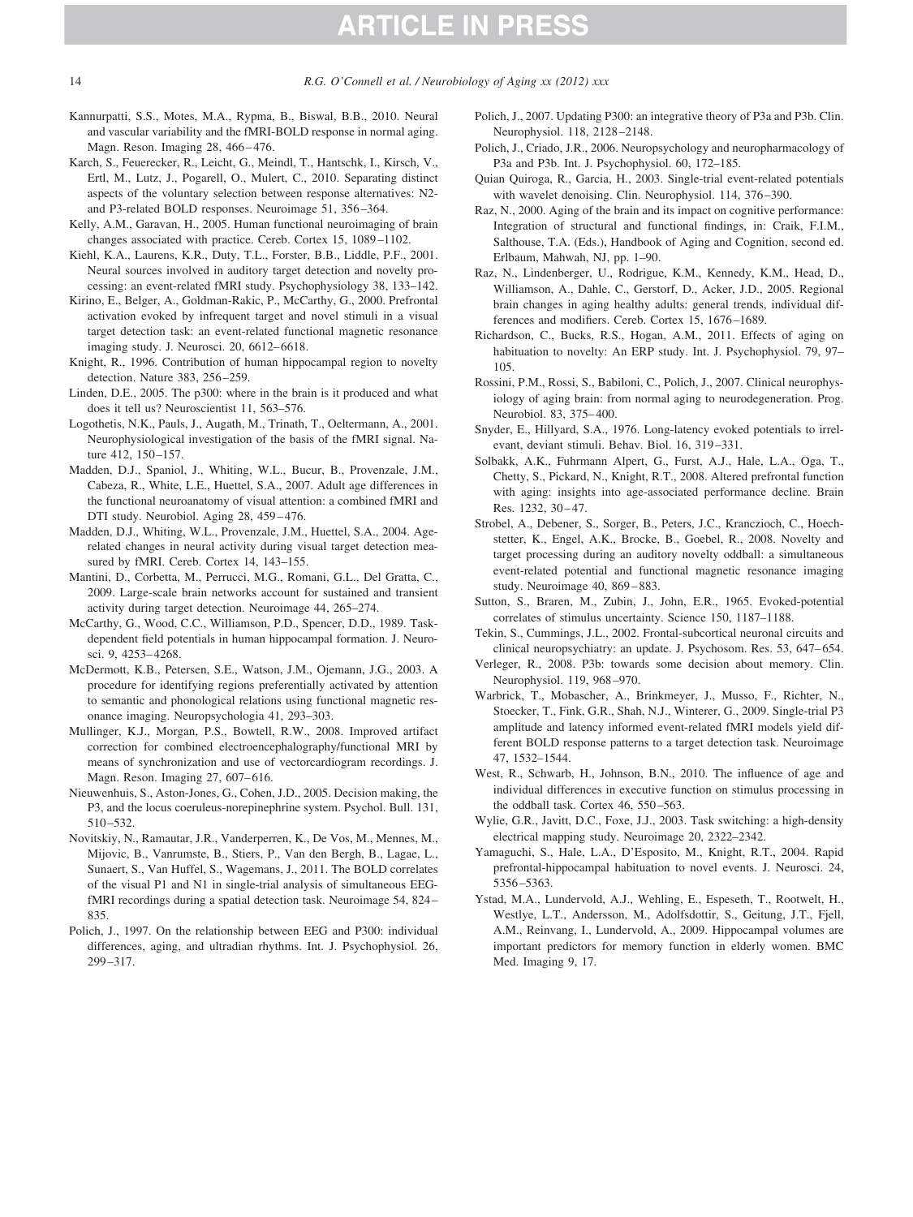Kannurpatti, S.S., Motes, M.A., Rypma, B., Biswal, B.B., 2010. Neural and vascular variability and the fMRI-BOLD response in normal aging. Magn. Reson. Imaging 28, 466–476.

Karch, S., Feuerecker, R., Leicht, G., Meindl, T., Hantschk, I., Kirsch, V., Ertl, M., Lutz, J., Pogarell, O., Mulert, C., 2010. Separating distinct aspects of the voluntary selection between response alternatives: N2- and P3-related BOLD responses. Neuroimage 51, 356–364.

Kelly, A.M., Garavan, H., 2005. Human functional neuroimaging of brain changes associated with practice. Cereb. Cortex 15, 1089–1102.

Kiehl, K.A., Laurens, K.R., Duty, T.L., Forster, B.B., Liddle, P.F., 2001. Neural sources involved in auditory target detection and novelty processing: an event-related fMRI study. Psychophysiology 38, 133–142.

Kirino, E., Belger, A., Goldman-Rakic, P., McCarthy, G., 2000. Prefrontal activation evoked by infrequent target and novel stimuli in a visual target detection task: an event-related functional magnetic resonance imaging study. J. Neurosci. 20, 6612–6618.

Knight, R., 1996. Contribution of human hippocampal region to novelty detection. Nature 383, 256–259.

Linden, D.E., 2005. The p300: where in the brain is it produced and what does it tell us? Neuroscientist 11, 563–576.

Logothetis, N.K., Pauls, J., Augath, M., Trinath, T., Oeltermann, A., 2001. Neurophysiological investigation of the basis of the fMRI signal. Nature 412, 150–157.

Madden, D.J., Spaniol, J., Whiting, W.L., Bucur, B., Provenzale, J.M., Cabeza, R., White, L.E., Huettel, S.A., 2007. Adult age differences in the functional neuroanatomy of visual attention: a combined fMRI and DTI study. Neurobiol. Aging 28, 459–476.

Madden, D.J., Whiting, W.L., Provenzale, J.M., Huettel, S.A., 2004. Age-related changes in neural activity during visual target detection measured by fMRI. Cereb. Cortex 14, 143–155.

Mantini, D., Corbetta, M., Perrucci, M.G., Romani, G.L., Del Gratta, C., 2009. Large-scale brain networks account for sustained and transient activity during target detection. Neuroimage 44, 265–274.

McCarthy, G., Wood, C.C., Williamson, P.D., Spencer, D.D., 1989. Task-dependent field potentials in human hippocampal formation. J. Neurosci. 9, 4253–4268.

McDermott, K.B., Petersen, S.E., Watson, J.M., Ojemann, J.G., 2003. A procedure for identifying regions preferentially activated by attention to semantic and phonological relations using functional magnetic resonance imaging. Neuropsychologia 41, 293–303.

Mullinger, K.J., Morgan, P.S., Bowtell, R.W., 2008. Improved artifact correction for combined electroencephalography/functional MRI by means of synchronization and use of vectorcardiogram recordings. J. Magn. Reson. Imaging 27, 607–616.

Nieuwenhuis, S., Aston-Jones, G., Cohen, J.D., 2005. Decision making, the P3, and the locus coeruleus-norepinephrine system. Psychol. Bull. 131, 510–532.

Novitskiy, N., Ramautar, J.R., Vanderperren, K., De Vos, M., Mennes, M., Mijovic, B., Vanrumste, B., Stiers, P., Van den Bergh, B., Lagae, L., Sunaert, S., Van Huffel, S., Wagemans, J., 2011. The BOLD correlates of the visual P1 and N1 in single-trial analysis of simultaneous EEG-fMRI recordings during a spatial detection task. Neuroimage 54, 824–835.

Polich, J., 1997. On the relationship between EEG and P300: individual differences, aging, and ultradian rhythms. Int. J. Psychophysiol. 26, 299–317.

Polich, J., 2007. Updating P300: an integrative theory of P3a and P3b. Clin. Neurophysiol. 118, 2128–2148.

Polich, J., Criado, J.R., 2006. Neuropsychology and neuropharmacology of P3a and P3b. Int. J. Psychophysiol. 60, 172–185.

Quian Quiroga, R., Garcia, H., 2003. Single-trial event-related potentials with wavelet denoising. Clin. Neurophysiol. 114, 376–390.

Raz, N., 2000. Aging of the brain and its impact on cognitive performance: Integration of structural and functional findings, in: Craik, F.I.M., Salthouse, T.A. (Eds.), Handbook of Aging and Cognition, second ed. Erlbaum, Mahwah, NJ, pp. 1–90.

Raz, N., Lindenberger, U., Rodrigue, K.M., Kennedy, K.M., Head, D., Williamson, A., Dahle, C., Gerstorf, D., Acker, J.D., 2005. Regional brain changes in aging healthy adults: general trends, individual differences and modifiers. Cereb. Cortex 15, 1676–1689.

Richardson, C., Bucks, R.S., Hogan, A.M., 2011. Effects of aging on habituation to novelty: An ERP study. Int. J. Psychophysiol. 79, 97–105.

Rossini, P.M., Rossi, S., Babiloni, C., Polich, J., 2007. Clinical neurophysiology of aging brain: from normal aging to neurodegeneration. Prog. Neurobiol. 83, 375–400.

Snyder, E., Hillyard, S.A., 1976. Long-latency evoked potentials to irrelevant, deviant stimuli. Behav. Biol. 16, 319–331.

Solbakk, A.K., Fuhrmann Alpert, G., Furst, A.J., Hale, L.A., Oga, T., Chetty, S., Pickard, N., Knight, R.T., 2008. Altered prefrontal function with aging: insights into age-associated performance decline. Brain Res. 1232, 30–47.

Strobel, A., Debener, S., Sorger, B., Peters, J.C., Kranczioch, C., Hoechstetter, K., Engel, A.K., Brocke, B., Goebel, R., 2008. Novelty and target processing during an auditory novelty oddball: a simultaneous event-related potential and functional magnetic resonance imaging study. Neuroimage 40, 869–883.

Sutton, S., Braren, M., Zubin, J., John, E.R., 1965. Evoked-potential correlates of stimulus uncertainty. Science 150, 1187–1188.

Tekin, S., Cummings, J.L., 2002. Frontal-subcortical neuronal circuits and clinical neuropsychiatry: an update. J. Psychosom. Res. 53, 647–654.

Verleger, R., 2008. P3b: towards some decision about memory. Clin. Neurophysiol. 119, 968–970.

Warbrick, T., Mobascher, A., Brinkmeyer, J., Musso, F., Richter, N., Stoecker, T., Fink, G.R., Shah, N.J., Winterer, G., 2009. Single-trial P3 amplitude and latency informed event-related fMRI models yield different BOLD response patterns to a target detection task. Neuroimage 47, 1532–1544.

West, R., Schwarb, H., Johnson, B.N., 2010. The influence of age and individual differences in executive function on stimulus processing in the oddball task. Cortex 46, 550–563.

Wylie, G.R., Javitt, D.C., Foxe, J.J., 2003. Task switching: a high-density electrical mapping study. Neuroimage 20, 2322–2342.

Yamaguchi, S., Hale, L.A., D'Esposito, M., Knight, R.T., 2004. Rapid prefrontal-hippocampal habituation to novel events. J. Neurosci. 24, 5356–5363.

Ystad, M.A., Lundervold, A.J., Wehling, E., Espeseth, T., Rootwelt, H., Westlye, L.T., Andersson, M., Adolfsdottir, S., Geitung, J.T., Fjell, A.M., Reinvang, I., Lundervold, A., 2009. Hippocampal volumes are important predictors for memory function in elderly women. BMC Med. Imaging 9, 17.